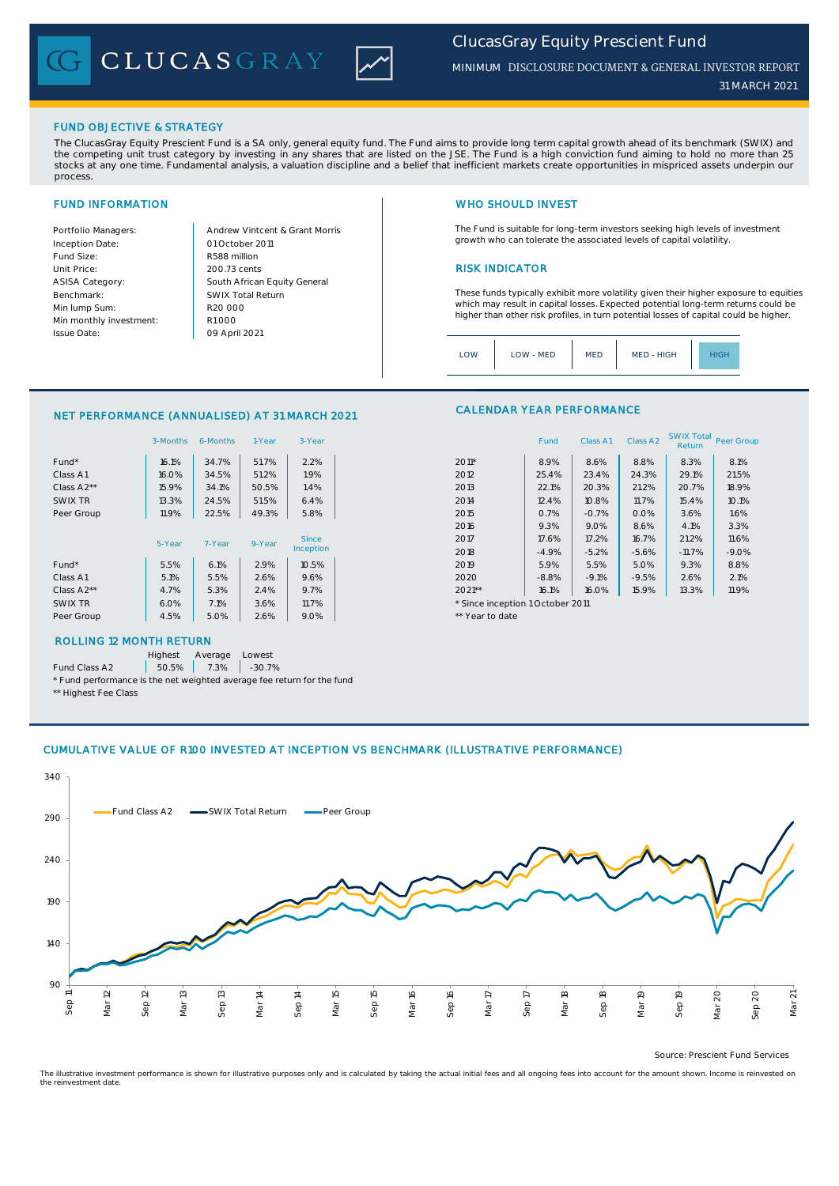# ClucasGray Equity Prescient Fund

MINIMUM DISCLOSURE DOCUMENT & GENERAL INVESTOR REPORT

31 MARCH 2021

## FUND OBJECTIVE & STRATEGY

The ClucasGray Equity Prescient Fund is a SA only, general equity fund. The Fund aims to provide long term capital growth ahead of its benchmark (SWIX) and the competing unit trust category by investing in any shares that are listed on the JSE. The Fund is a high conviction fund aiming to hold no more than 25 stocks at any one time. Fundamental analysis, a valuation discipline and a belief that inefficient markets create opportunities in mispriced assets underpin our process.

## FUND INFORMATION

| | |
|---|---|
| Portfolio Managers: | Andrew Vintcent & Grant Morris |
| Inception Date: | 01 October 2011 |
| Fund Size: | R588 million |
| Unit Price: | 200.73 cents |
| ASISA Category: | South African Equity General |
| Benchmark: | SWIX Total Return |
| Min lump Sum: | R20 000 |
| Min monthly investment: | R1 000 |
| Issue Date: | 09 April 2021 |

## WHO SHOULD INVEST

The Fund is suitable for long-term investors seeking high levels of investment growth who can tolerate the associated levels of capital volatility.

## RISK INDICATOR

These funds typically exhibit more volatility given their higher exposure to equities which may result in capital losses. Expected potential long-term returns could be higher than other risk profiles, in turn potential losses of capital could be higher.

LOW | LOW - MED | MED | MED - HIGH | **HIGH**

## NET PERFORMANCE (ANNUALISED) AT 31 MARCH 2021

| | 3-Months | 6-Months | 1-Year | 3-Year |
|---|---|---|---|---|
| Fund* | 16.1% | 34.7% | 51.7% | 2.2% |
| Class A1 | 16.0% | 34.5% | 51.2% | 1.9% |
| Class A2** | 15.9% | 34.1% | 50.5% | 1.4% |
| SWIX TR | 13.3% | 24.5% | 51.5% | 6.4% |
| Peer Group | 11.9% | 22.5% | 49.3% | 5.8% |

| | 5-Year | 7-Year | 9-Year | Since Inception |
|---|---|---|---|---|
| Fund* | 5.5% | 6.1% | 2.9% | 10.5% |
| Class A1 | 5.1% | 5.5% | 2.6% | 9.6% |
| Class A2** | 4.7% | 5.3% | 2.4% | 9.7% |
| SWIX TR | 6.0% | 7.1% | 3.6% | 11.7% |
| Peer Group | 4.5% | 5.0% | 2.6% | 9.0% |

## CALENDAR YEAR PERFORMANCE

| | Fund | Class A1 | Class A2 | SWIX Total Return | Peer Group |
|---|---|---|---|---|---|
| 2011* | 8.9% | 8.6% | 8.8% | 8.3% | 8.1% |
| 2012 | 25.4% | 23.4% | 24.3% | 29.1% | 21.5% |
| 2013 | 22.1% | 20.3% | 21.2% | 20.7% | 18.9% |
| 2014 | 12.4% | 10.8% | 11.7% | 15.4% | 10.1% |
| 2015 | 0.7% | -0.7% | 0.0% | 3.6% | 1.6% |
| 2016 | 9.3% | 9.0% | 8.6% | 4.1% | 3.3% |
| 2017 | 17.6% | 17.2% | 16.7% | 21.2% | 11.6% |
| 2018 | -4.9% | -5.2% | -5.6% | -11.7% | -9.0% |
| 2019 | 5.9% | 5.5% | 5.0% | 9.3% | 8.8% |
| 2020 | -8.8% | -9.1% | -9.5% | 2.6% | 2.1% |
| 2021** | 16.1% | 16.0% | 15.9% | 13.3% | 11.9% |

\* Since inception 1 October 2011

** Year to date

## ROLLING 12 MONTH RETURN

| | Highest | Average | Lowest |
|---|---|---|---|
| Fund Class A2 | 50.5% | 7.3% | -30.7% |

\* Fund performance is the net weighted average fee return for the fund

** Highest Fee Class

## CUMULATIVE VALUE OF R100 INVESTED AT INCEPTION VS BENCHMARK (ILLUSTRATIVE PERFORMANCE)

Source: Prescient Fund Services

The illustrative investment performance is shown for illustrative purposes only and is calculated by taking the actual initial fees and all ongoing fees into account for the amount shown. Income is reinvested on the reinvestment date.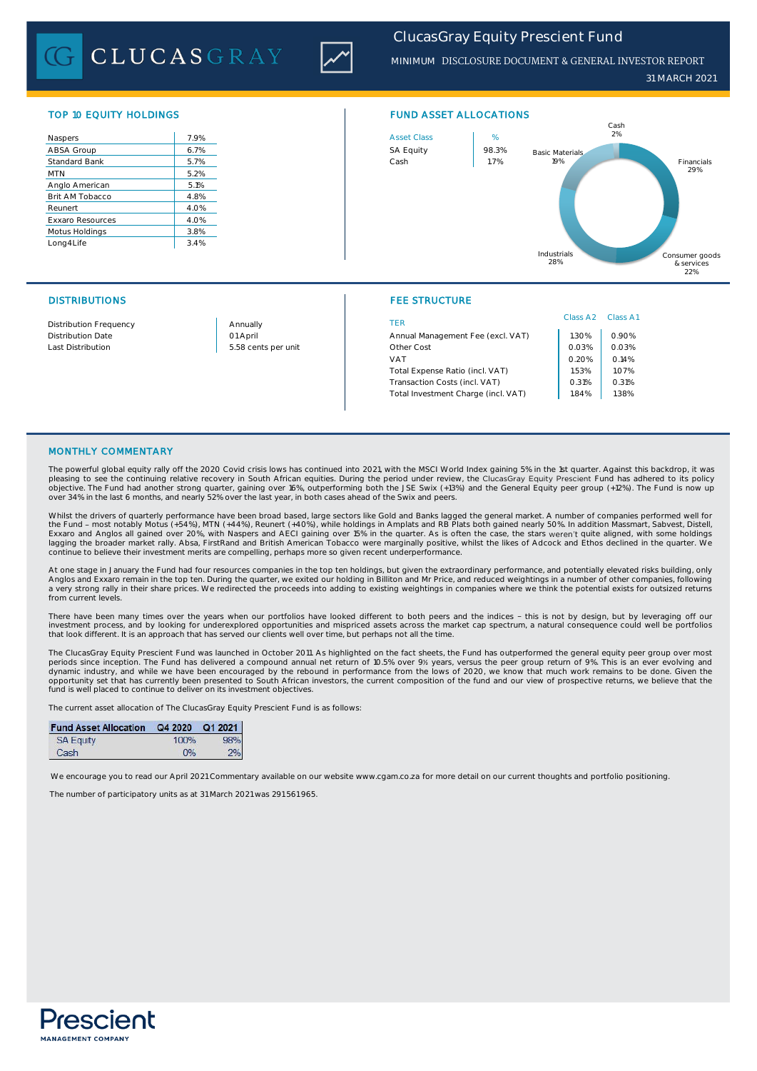# ClucasGray Equity Prescient Fund

MINIMUM DISCLOSURE DOCUMENT & GENERAL INVESTOR REPORT

31 MARCH 2021

## TOP 10 EQUITY HOLDINGS

| | |
|---|---|
| Naspers | 7.9% |
| ABSA Group | 6.7% |
| Standard Bank | 5.7% |
| MTN | 5.2% |
| Anglo American | 5.1% |
| Brit AM Tobacco | 4.8% |
| Reunert | 4.0% |
| Exxaro Resources | 4.0% |
| Motus Holdings | 3.8% |
| Long4Life | 3.4% |

## FUND ASSET ALLOCATIONS

| Asset Class | % |
|---|---|
| SA Equity | 98.3% |
| Cash | 1.7% |

Cash 2%
Financials 29%
Consumer goods & services 22%
Industrials 28%
Basic Materials 19%

## DISTRIBUTIONS

| | |
|---|---|
| Distribution Frequency | Annually |
| Distribution Date | 01 April |
| Last Distribution | 5.58 cents per unit |

## FEE STRUCTURE

| TER | Class A2 | Class A1 |
|---|---|---|
| Annual Management Fee (excl. VAT) | 1.30% | 0.90% |
| Other Cost | 0.03% | 0.03% |
| VAT | 0.20% | 0.14% |
| Total Expense Ratio (incl. VAT) | 1.53% | 1.07% |
| Transaction Costs (incl. VAT) | 0.31% | 0.31% |
| Total Investment Charge (incl. VAT) | 1.84% | 1.38% |

## MONTHLY COMMENTARY

The powerful global equity rally off the 2020 Covid crisis lows has continued into 2021, with the MSCI World Index gaining 5% in the 1st quarter. Against this backdrop, it was pleasing to see the continuing relative recovery in South African equities. During the period under review, the ClucasGray Equity Prescient Fund has adhered to its policy objective. The Fund had another strong quarter, gaining over 16%, outperforming both the JSE Swix (+13%) and the General Equity peer group (+12%). The Fund is now up over 34% in the last 6 months, and nearly 52% over the last year, in both cases ahead of the Swix and peers.

Whilst the drivers of quarterly performance have been broad based, large sectors like Gold and Banks lagged the general market. A number of companies performed well for the Fund – most notably Motus (+54%), MTN (+44%), Reunert (+40%), while holdings in Amplats and RB Plats both gained nearly 50%. In addition Massmart, Sabvest, Distell, Exxaro and Anglos all gained over 20%, with Naspers and AECI gaining over 15% in the quarter. As is often the case, the stars weren't quite aligned, with some holdings lagging the broader market rally. Absa, FirstRand and British American Tobacco were marginally positive, whilst the likes of Adcock and Ethos declined in the quarter. We continue to believe their investment merits are compelling, perhaps more so given recent underperformance.

At one stage in January the Fund had four resources companies in the top ten holdings, but given the extraordinary performance, and potentially elevated risks building, only Anglos and Exxaro remain in the top ten. During the quarter, we exited our holding in Billiton and Mr Price, and reduced weightings in a number of other companies, following a very strong rally in their share prices. We redirected the proceeds into adding to existing weightings in companies where we think the potential exists for outsized returns from current levels.

There have been many times over the years when our portfolios have looked different to both peers and the indices – this is not by design, but by leveraging off our investment process, and by looking for underexplored opportunities and mispriced assets across the market cap spectrum, a natural consequence could well be portfolios that look different. It is an approach that has served our clients well over time, but perhaps not all the time.

The ClucasGray Equity Prescient Fund was launched in October 2011. As highlighted on the fact sheets, the Fund has outperformed the general equity peer group over most periods since inception. The Fund has delivered a compound annual net return of 10.5% over 9½ years, versus the peer group return of 9%. This is an ever evolving and dynamic industry, and while we have been encouraged by the rebound in performance from the lows of 2020, we know that much work remains to be done. Given the opportunity set that has currently been presented to South African investors, the current composition of the fund and our view of prospective returns, we believe that the fund is well placed to continue to deliver on its investment objectives.

The current asset allocation of The ClucasGray Equity Prescient Fund is as follows:

| Fund Asset Allocation | Q4 2020 | Q1 2021 |
|---|---|---|
| SA Equity | 100% | 98% |
| Cash | 0% | 2% |

We encourage you to read our April 2021 Commentary available on our website www.cgam.co.za for more detail on our current thoughts and portfolio positioning.

The number of participatory units as at 31 March 2021 was 291561965.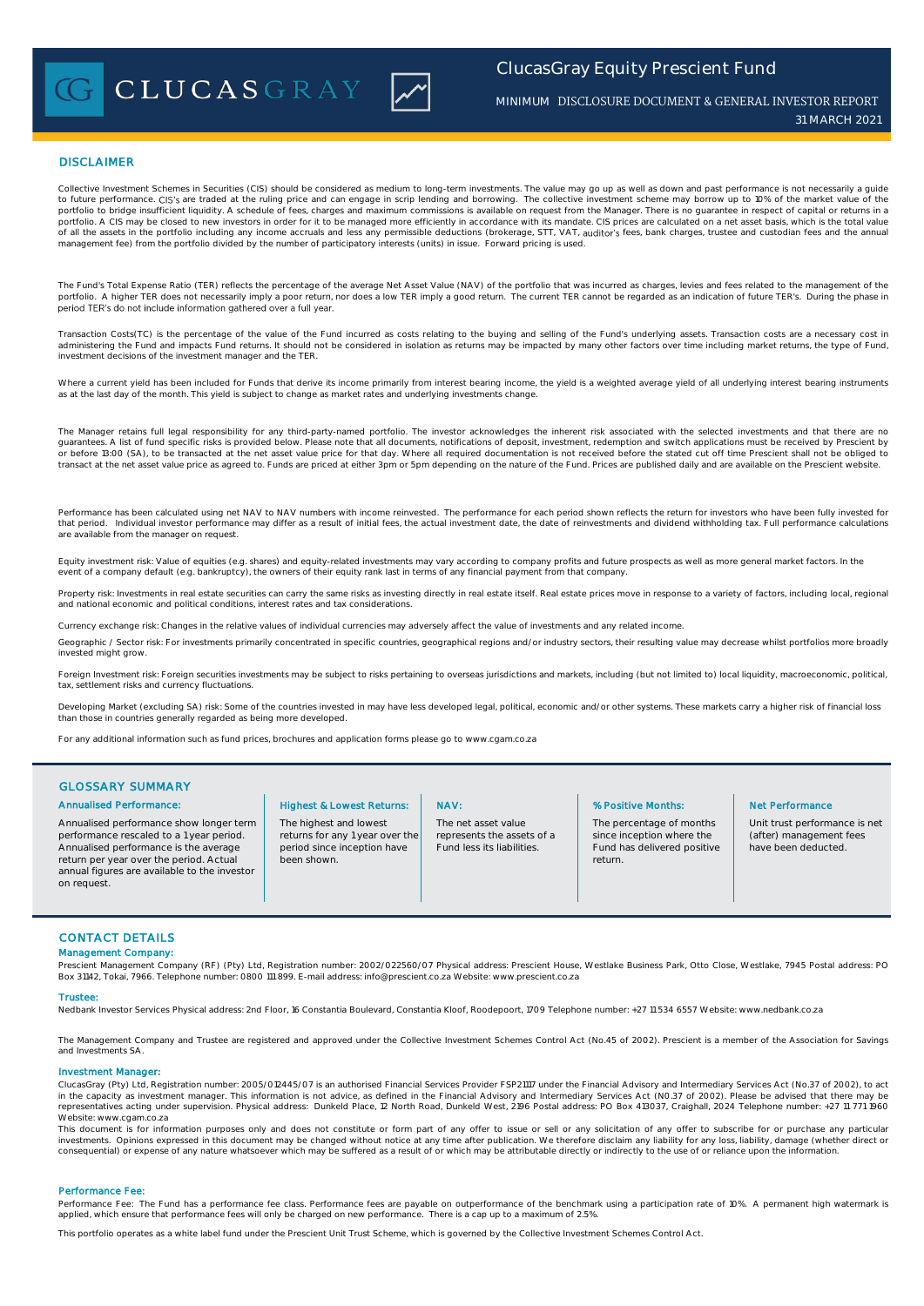# ClucasGray Equity Prescient Fund

MINIMUM DISCLOSURE DOCUMENT & GENERAL INVESTOR REPORT

31 MARCH 2021

## DISCLAIMER

Collective Investment Schemes in Securities (CIS) should be considered as medium to long-term investments. The value may go up as well as down and past performance is not necessarily a guide to future performance. CIS's are traded at the ruling price and can engage in scrip lending and borrowing. The collective investment scheme may borrow up to 10% of the market value of the portfolio to bridge insufficient liquidity. A schedule of fees, charges and maximum commissions is available on request from the Manager. There is no guarantee in respect of capital or returns in a portfolio. A CIS may be closed to new investors in order for it to be managed more efficiently in accordance with its mandate. CIS prices are calculated on a net asset basis, which is the total value of all the assets in the portfolio including any income accruals and less any permissible deductions (brokerage, STT, VAT, auditor's fees, bank charges, trustee and custodian fees and the annual management fee) from the portfolio divided by the number of participatory interests (units) in issue. Forward pricing is used.

The Fund's Total Expense Ratio (TER) reflects the percentage of the average Net Asset Value (NAV) of the portfolio that was incurred as charges, levies and fees related to the management of the portfolio. A higher TER does not necessarily imply a poor return, nor does a low TER imply a good return. The current TER cannot be regarded as an indication of future TER's. During the phase in period TER's do not include information gathered over a full year.

Transaction Costs(TC) is the percentage of the value of the Fund incurred as costs relating to the buying and selling of the Fund's underlying assets. Transaction costs are a necessary cost in administering the Fund and impacts Fund returns. It should not be considered in isolation as returns may be impacted by many other factors over time including market returns, the type of Fund, investment decisions of the investment manager and the TER.

Where a current yield has been included for Funds that derive its income primarily from interest bearing income, the yield is a weighted average yield of all underlying interest bearing instruments as at the last day of the month. This yield is subject to change as market rates and underlying investments change.

The Manager retains full legal responsibility for any third-party-named portfolio. The investor acknowledges the inherent risk associated with the selected investments and that there are no guarantees. A list of fund specific risks is provided below. Please note that all documents, notifications of deposit, investment, redemption and switch applications must be received by Prescient by or before 13:00 (SA), to be transacted at the net asset value price for that day. Where all required documentation is not received before the stated cut off time Prescient shall not be obliged to transact at the net asset value price as agreed to. Funds are priced at either 3pm or 5pm depending on the nature of the Fund. Prices are published daily and are available on the Prescient website.

Performance has been calculated using net NAV to NAV numbers with income reinvested. The performance for each period shown reflects the return for investors who have been fully invested for that period. Individual investor performance may differ as a result of initial fees, the actual investment date, the date of reinvestments and dividend withholding tax. Full performance calculations are available from the manager on request.

Equity investment risk: Value of equities (e.g. shares) and equity-related investments may vary according to company profits and future prospects as well as more general market factors. In the event of a company default (e.g. bankruptcy), the owners of their equity rank last in terms of any financial payment from that company.

Property risk: Investments in real estate securities can carry the same risks as investing directly in real estate itself. Real estate prices move in response to a variety of factors, including local, regional and national economic and political conditions, interest rates and tax considerations.

Currency exchange risk: Changes in the relative values of individual currencies may adversely affect the value of investments and any related income.

Geographic / Sector risk: For investments primarily concentrated in specific countries, geographical regions and/or industry sectors, their resulting value may decrease whilst portfolios more broadly invested might grow.

Foreign Investment risk: Foreign securities investments may be subject to risks pertaining to overseas jurisdictions and markets, including (but not limited to) local liquidity, macroeconomic, political, tax, settlement risks and currency fluctuations.

Developing Market (excluding SA) risk: Some of the countries invested in may have less developed legal, political, economic and/or other systems. These markets carry a higher risk of financial loss than those in countries generally regarded as being more developed.

For any additional information such as fund prices, brochures and application forms please go to www.cgam.co.za

## GLOSSARY SUMMARY

**Annualised Performance:**
Annualised performance show longer term performance rescaled to a 1 year period. Annualised performance is the average return per year over the period. Actual annual figures are available to the investor on request.

**Highest & Lowest Returns:**
The highest and lowest returns for any 1 year over the period since inception have been shown.

**NAV:**
The net asset value represents the assets of a Fund less its liabilities.

**% Positive Months:**
The percentage of months since inception where the Fund has delivered positive return.

**Net Performance**
Unit trust performance is net (after) management fees have been deducted.

## CONTACT DETAILS

### Management Company:

Prescient Management Company (RF) (Pty) Ltd, Registration number: 2002/022560/07 Physical address: Prescient House, Westlake Business Park, Otto Close, Westlake, 7945 Postal address: PO Box 31142, Tokai, 7966. Telephone number: 0800 111 899. E-mail address: info@prescient.co.za Website: www.prescient.co.za

### Trustee:

Nedbank Investor Services Physical address: 2nd Floor, 16 Constantia Boulevard, Constantia Kloof, Roodepoort, 1709 Telephone number: +27 11 534 6557 Website: www.nedbank.co.za

The Management Company and Trustee are registered and approved under the Collective Investment Schemes Control Act (No.45 of 2002). Prescient is a member of the Association for Savings and Investments SA.

### Investment Manager:

ClucasGray (Pty) Ltd, Registration number: 2005/012445/07 is an authorised Financial Services Provider FSP21117 under the Financial Advisory and Intermediary Services Act (No.37 of 2002), to act in the capacity as investment manager. This information is not advice, as defined in the Financial Advisory and Intermediary Services Act (N0.37 of 2002). Please be advised that there may be representatives acting under supervision. Physical address: Dunkeld Place, 12 North Road, Dunkeld West, 2196 Postal address: PO Box 413037, Craighall, 2024 Telephone number: +27 11 771 1960 Website: www.cgam.co.za

This document is for information purposes only and does not constitute or form part of any offer to issue or sell or any solicitation of any offer to subscribe for or purchase any particular investments. Opinions expressed in this document may be changed without notice at any time after publication. We therefore disclaim any liability for any loss, liability, damage (whether direct or consequential) or expense of any nature whatsoever which may be suffered as a result of or which may be attributable directly or indirectly to the use of or reliance upon the information.

### Performance Fee:

Performance Fee: The Fund has a performance fee class. Performance fees are payable on outperformance of the benchmark using a participation rate of 10%. A permanent high watermark is applied, which ensure that performance fees will only be charged on new performance. There is a cap up to a maximum of 2.5%.

This portfolio operates as a white label fund under the Prescient Unit Trust Scheme, which is governed by the Collective Investment Schemes Control Act.